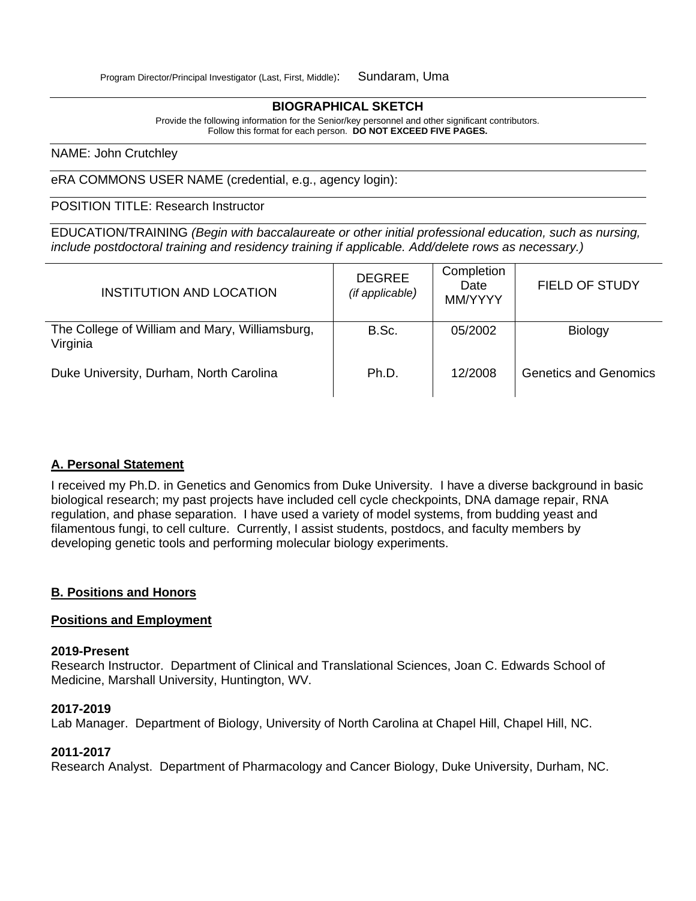Program Director/Principal Investigator (Last, First, Middle): Sundaram, Uma

## BIOGRAPHICAL SKETCH

Provide the following information for the Senior/key personnel and other significant contributors.
Follow this format for each person. **DO NOT EXCEED FIVE PAGES.**

NAME: John Crutchley

eRA COMMONS USER NAME (credential, e.g., agency login):

POSITION TITLE: Research Instructor

EDUCATION/TRAINING *(Begin with baccalaureate or other initial professional education, such as nursing, include postdoctoral training and residency training if applicable. Add/delete rows as necessary.)*

| INSTITUTION AND LOCATION | DEGREE *(if applicable)* | Completion Date MM/YYYY | FIELD OF STUDY |
|---|---|---|---|
| The College of William and Mary, Williamsburg, Virginia | B.Sc. | 05/2002 | Biology |
| Duke University, Durham, North Carolina | Ph.D. | 12/2008 | Genetics and Genomics |

### A. Personal Statement

I received my Ph.D. in Genetics and Genomics from Duke University. I have a diverse background in basic biological research; my past projects have included cell cycle checkpoints, DNA damage repair, RNA regulation, and phase separation. I have used a variety of model systems, from budding yeast and filamentous fungi, to cell culture. Currently, I assist students, postdocs, and faculty members by developing genetic tools and performing molecular biology experiments.

### B. Positions and Honors

#### Positions and Employment

**2019-Present**
Research Instructor. Department of Clinical and Translational Sciences, Joan C. Edwards School of Medicine, Marshall University, Huntington, WV.

**2017-2019**
Lab Manager. Department of Biology, University of North Carolina at Chapel Hill, Chapel Hill, NC.

**2011-2017**
Research Analyst. Department of Pharmacology and Cancer Biology, Duke University, Durham, NC.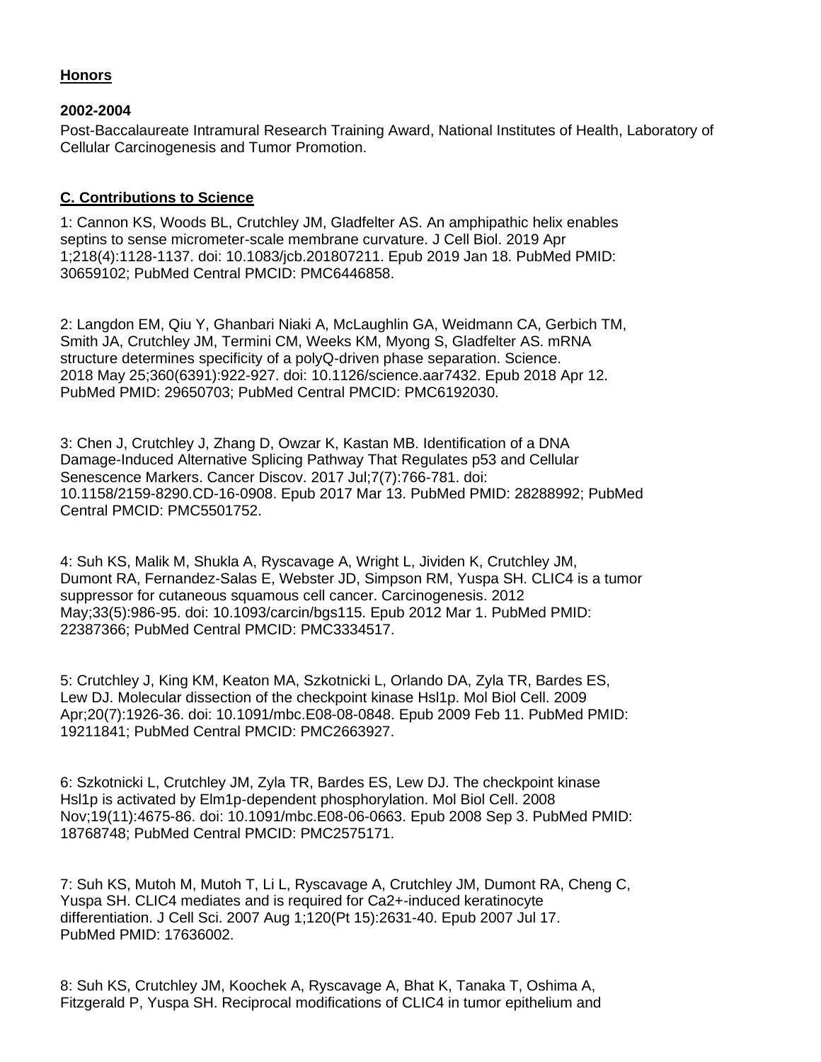**Honors**

**2002-2004**

Post-Baccalaureate Intramural Research Training Award, National Institutes of Health, Laboratory of Cellular Carcinogenesis and Tumor Promotion.

**C. Contributions to Science**

1: Cannon KS, Woods BL, Crutchley JM, Gladfelter AS. An amphipathic helix enables septins to sense micrometer-scale membrane curvature. J Cell Biol. 2019 Apr 1;218(4):1128-1137. doi: 10.1083/jcb.201807211. Epub 2019 Jan 18. PubMed PMID: 30659102; PubMed Central PMCID: PMC6446858.

2: Langdon EM, Qiu Y, Ghanbari Niaki A, McLaughlin GA, Weidmann CA, Gerbich TM, Smith JA, Crutchley JM, Termini CM, Weeks KM, Myong S, Gladfelter AS. mRNA structure determines specificity of a polyQ-driven phase separation. Science. 2018 May 25;360(6391):922-927. doi: 10.1126/science.aar7432. Epub 2018 Apr 12. PubMed PMID: 29650703; PubMed Central PMCID: PMC6192030.

3: Chen J, Crutchley J, Zhang D, Owzar K, Kastan MB. Identification of a DNA Damage-Induced Alternative Splicing Pathway That Regulates p53 and Cellular Senescence Markers. Cancer Discov. 2017 Jul;7(7):766-781. doi: 10.1158/2159-8290.CD-16-0908. Epub 2017 Mar 13. PubMed PMID: 28288992; PubMed Central PMCID: PMC5501752.

4: Suh KS, Malik M, Shukla A, Ryscavage A, Wright L, Jividen K, Crutchley JM, Dumont RA, Fernandez-Salas E, Webster JD, Simpson RM, Yuspa SH. CLIC4 is a tumor suppressor for cutaneous squamous cell cancer. Carcinogenesis. 2012 May;33(5):986-95. doi: 10.1093/carcin/bgs115. Epub 2012 Mar 1. PubMed PMID: 22387366; PubMed Central PMCID: PMC3334517.

5: Crutchley J, King KM, Keaton MA, Szkotnicki L, Orlando DA, Zyla TR, Bardes ES, Lew DJ. Molecular dissection of the checkpoint kinase Hsl1p. Mol Biol Cell. 2009 Apr;20(7):1926-36. doi: 10.1091/mbc.E08-08-0848. Epub 2009 Feb 11. PubMed PMID: 19211841; PubMed Central PMCID: PMC2663927.

6: Szkotnicki L, Crutchley JM, Zyla TR, Bardes ES, Lew DJ. The checkpoint kinase Hsl1p is activated by Elm1p-dependent phosphorylation. Mol Biol Cell. 2008 Nov;19(11):4675-86. doi: 10.1091/mbc.E08-06-0663. Epub 2008 Sep 3. PubMed PMID: 18768748; PubMed Central PMCID: PMC2575171.

7: Suh KS, Mutoh M, Mutoh T, Li L, Ryscavage A, Crutchley JM, Dumont RA, Cheng C, Yuspa SH. CLIC4 mediates and is required for Ca2+-induced keratinocyte differentiation. J Cell Sci. 2007 Aug 1;120(Pt 15):2631-40. Epub 2007 Jul 17. PubMed PMID: 17636002.

8: Suh KS, Crutchley JM, Koochek A, Ryscavage A, Bhat K, Tanaka T, Oshima A, Fitzgerald P, Yuspa SH. Reciprocal modifications of CLIC4 in tumor epithelium and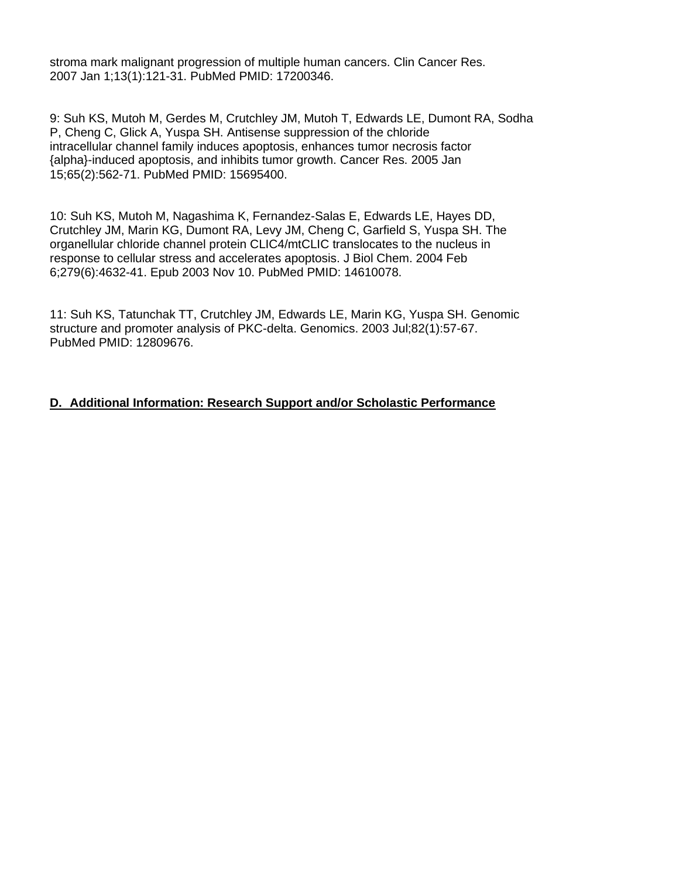stroma mark malignant progression of multiple human cancers. Clin Cancer Res. 2007 Jan 1;13(1):121-31. PubMed PMID: 17200346.

9: Suh KS, Mutoh M, Gerdes M, Crutchley JM, Mutoh T, Edwards LE, Dumont RA, Sodha P, Cheng C, Glick A, Yuspa SH. Antisense suppression of the chloride intracellular channel family induces apoptosis, enhances tumor necrosis factor {alpha}-induced apoptosis, and inhibits tumor growth. Cancer Res. 2005 Jan 15;65(2):562-71. PubMed PMID: 15695400.

10: Suh KS, Mutoh M, Nagashima K, Fernandez-Salas E, Edwards LE, Hayes DD, Crutchley JM, Marin KG, Dumont RA, Levy JM, Cheng C, Garfield S, Yuspa SH. The organellular chloride channel protein CLIC4/mtCLIC translocates to the nucleus in response to cellular stress and accelerates apoptosis. J Biol Chem. 2004 Feb 6;279(6):4632-41. Epub 2003 Nov 10. PubMed PMID: 14610078.

11: Suh KS, Tatunchak TT, Crutchley JM, Edwards LE, Marin KG, Yuspa SH. Genomic structure and promoter analysis of PKC-delta. Genomics. 2003 Jul;82(1):57-67. PubMed PMID: 12809676.

**D. Additional Information: Research Support and/or Scholastic Performance**